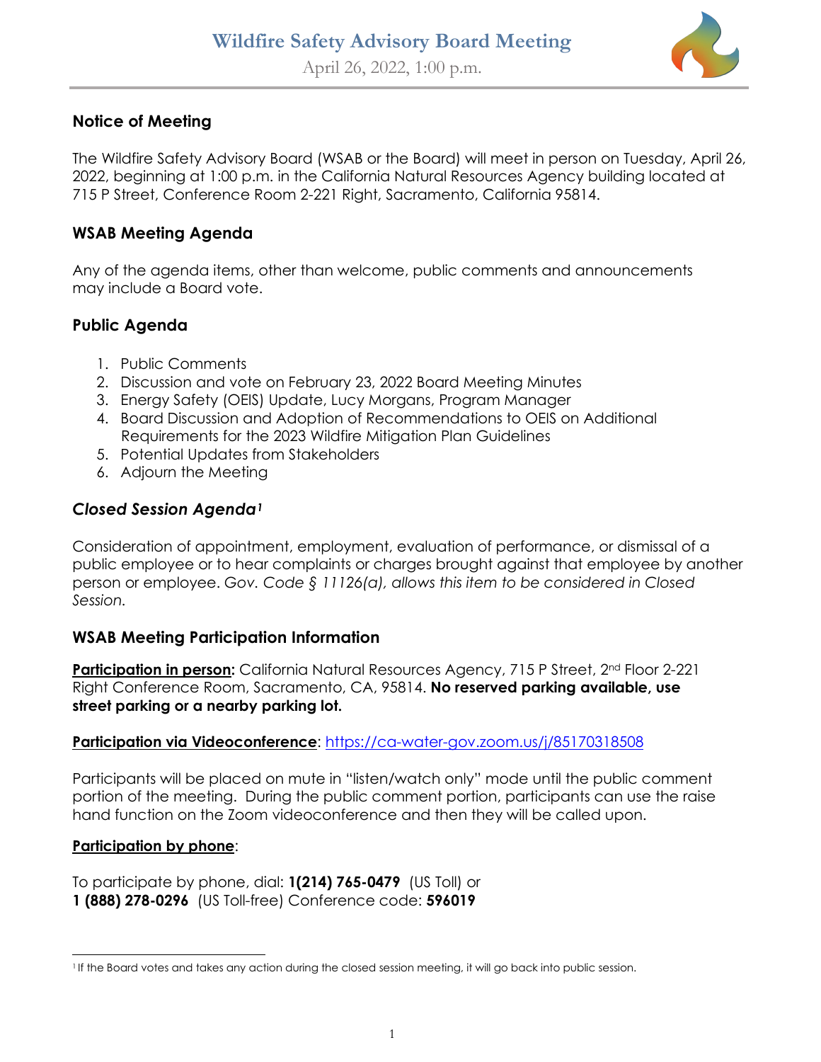# Wildfire Safety Advisory Board Meeting

April 26, 2022, 1:00 p.m.

## Notice of Meeting

The Wildfire Safety Advisory Board (WSAB or the Board) will meet in person on Tuesday, April 26, 2022, beginning at 1:00 p.m. in the California Natural Resources Agency building located at 715 P Street, Conference Room 2-221 Right, Sacramento, California 95814.

## WSAB Meeting Agenda

Any of the agenda items, other than welcome, public comments and announcements may include a Board vote.

## Public Agenda

1. Public Comments
2. Discussion and vote on February 23, 2022 Board Meeting Minutes
3. Energy Safety (OEIS) Update, Lucy Morgans, Program Manager
4. Board Discussion and Adoption of Recommendations to OEIS on Additional Requirements for the 2023 Wildfire Mitigation Plan Guidelines
5. Potential Updates from Stakeholders
6. Adjourn the Meeting

## *Closed Session Agenda*[1]

Consideration of appointment, employment, evaluation of performance, or dismissal of a public employee or to hear complaints or charges brought against that employee by another person or employee. *Gov. Code § 11126(a), allows this item to be considered in Closed Session.*

## WSAB Meeting Participation Information

**Participation in person:** California Natural Resources Agency, 715 P Street, 2nd Floor 2-221 Right Conference Room, Sacramento, CA, 95814. **No reserved parking available, use street parking or a nearby parking lot.**

**Participation via Videoconference**: https://ca-water-gov.zoom.us/j/85170318508

Participants will be placed on mute in "listen/watch only" mode until the public comment portion of the meeting. During the public comment portion, participants can use the raise hand function on the Zoom videoconference and then they will be called upon.

**Participation by phone**:

To participate by phone, dial: **1(214) 765-0479** (US Toll) or
**1 (888) 278-0296** (US Toll-free) Conference code: **596019**

[1] If the Board votes and takes any action during the closed session meeting, it will go back into public session.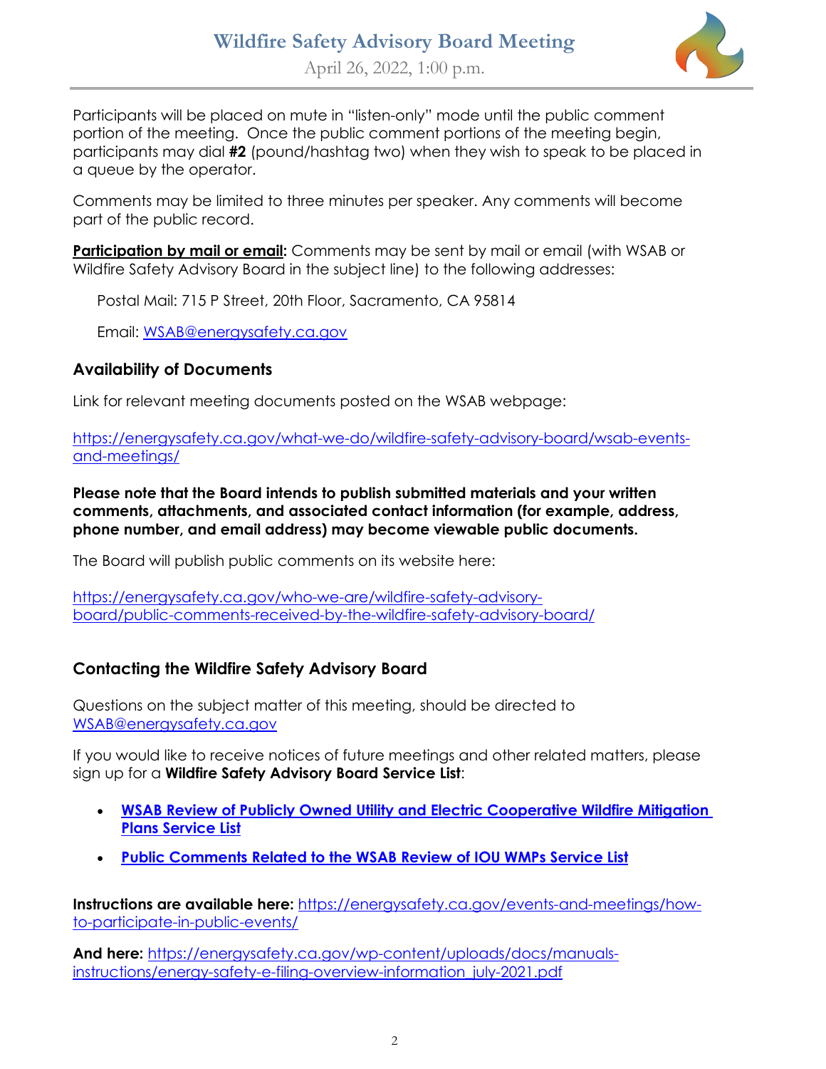Participants will be placed on mute in "listen-only" mode until the public comment portion of the meeting. Once the public comment portions of the meeting begin, participants may dial **#2** (pound/hashtag two) when they wish to speak to be placed in a queue by the operator.

Comments may be limited to three minutes per speaker. Any comments will become part of the public record.

**Participation by mail or email:** Comments may be sent by mail or email (with WSAB or Wildfire Safety Advisory Board in the subject line) to the following addresses:

Postal Mail: 715 P Street, 20th Floor, Sacramento, CA 95814

Email: WSAB@energysafety.ca.gov

### Availability of Documents

Link for relevant meeting documents posted on the WSAB webpage:

https://energysafety.ca.gov/what-we-do/wildfire-safety-advisory-board/wsab-events-and-meetings/

**Please note that the Board intends to publish submitted materials and your written comments, attachments, and associated contact information (for example, address, phone number, and email address) may become viewable public documents.**

The Board will publish public comments on its website here:

https://energysafety.ca.gov/who-we-are/wildfire-safety-advisory-board/public-comments-received-by-the-wildfire-safety-advisory-board/

### Contacting the Wildfire Safety Advisory Board

Questions on the subject matter of this meeting, should be directed to WSAB@energysafety.ca.gov

If you would like to receive notices of future meetings and other related matters, please sign up for a **Wildfire Safety Advisory Board Service List**:

- **WSAB Review of Publicly Owned Utility and Electric Cooperative Wildfire Mitigation Plans Service List**
- **Public Comments Related to the WSAB Review of IOU WMPs Service List**

**Instructions are available here:** https://energysafety.ca.gov/events-and-meetings/how-to-participate-in-public-events/

**And here:** https://energysafety.ca.gov/wp-content/uploads/docs/manuals-instructions/energy-safety-e-filing-overview-information_july-2021.pdf